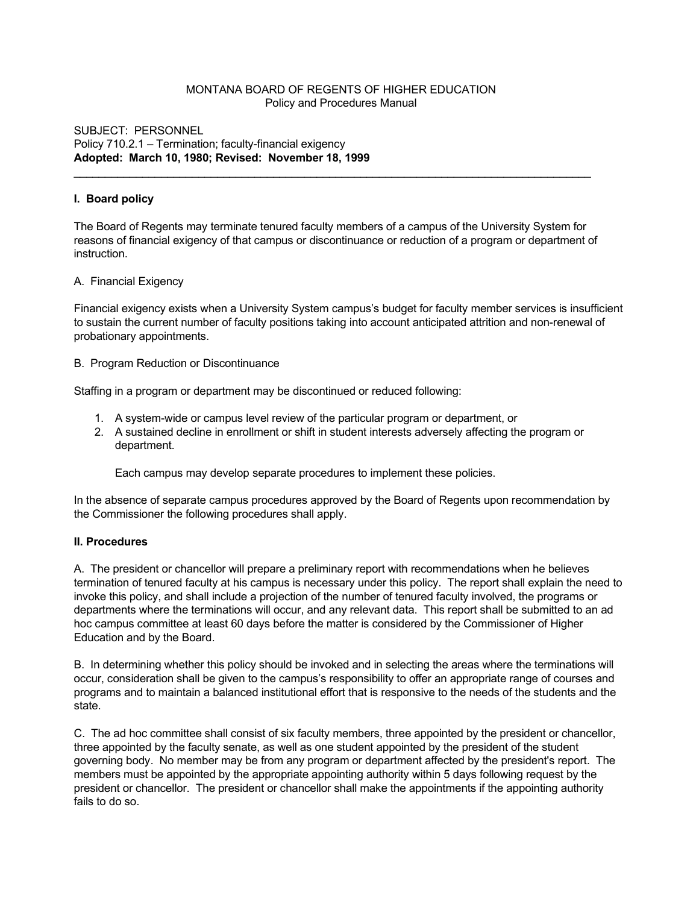MONTANA BOARD OF REGENTS OF HIGHER EDUCATION
Policy and Procedures Manual

SUBJECT: PERSONNEL
Policy 710.2.1 – Termination; faculty-financial exigency
**Adopted: March 10, 1980; Revised: November 18, 1999**

---

### I. Board policy

The Board of Regents may terminate tenured faculty members of a campus of the University System for reasons of financial exigency of that campus or discontinuance or reduction of a program or department of instruction.

A. Financial Exigency

Financial exigency exists when a University System campus's budget for faculty member services is insufficient to sustain the current number of faculty positions taking into account anticipated attrition and non-renewal of probationary appointments.

B. Program Reduction or Discontinuance

Staffing in a program or department may be discontinued or reduced following:

1. A system-wide or campus level review of the particular program or department, or
2. A sustained decline in enrollment or shift in student interests adversely affecting the program or department.

   Each campus may develop separate procedures to implement these policies.

In the absence of separate campus procedures approved by the Board of Regents upon recommendation by the Commissioner the following procedures shall apply.

### II. Procedures

A. The president or chancellor will prepare a preliminary report with recommendations when he believes termination of tenured faculty at his campus is necessary under this policy. The report shall explain the need to invoke this policy, and shall include a projection of the number of tenured faculty involved, the programs or departments where the terminations will occur, and any relevant data. This report shall be submitted to an ad hoc campus committee at least 60 days before the matter is considered by the Commissioner of Higher Education and by the Board.

B. In determining whether this policy should be invoked and in selecting the areas where the terminations will occur, consideration shall be given to the campus's responsibility to offer an appropriate range of courses and programs and to maintain a balanced institutional effort that is responsive to the needs of the students and the state.

C. The ad hoc committee shall consist of six faculty members, three appointed by the president or chancellor, three appointed by the faculty senate, as well as one student appointed by the president of the student governing body. No member may be from any program or department affected by the president's report. The members must be appointed by the appropriate appointing authority within 5 days following request by the president or chancellor. The president or chancellor shall make the appointments if the appointing authority fails to do so.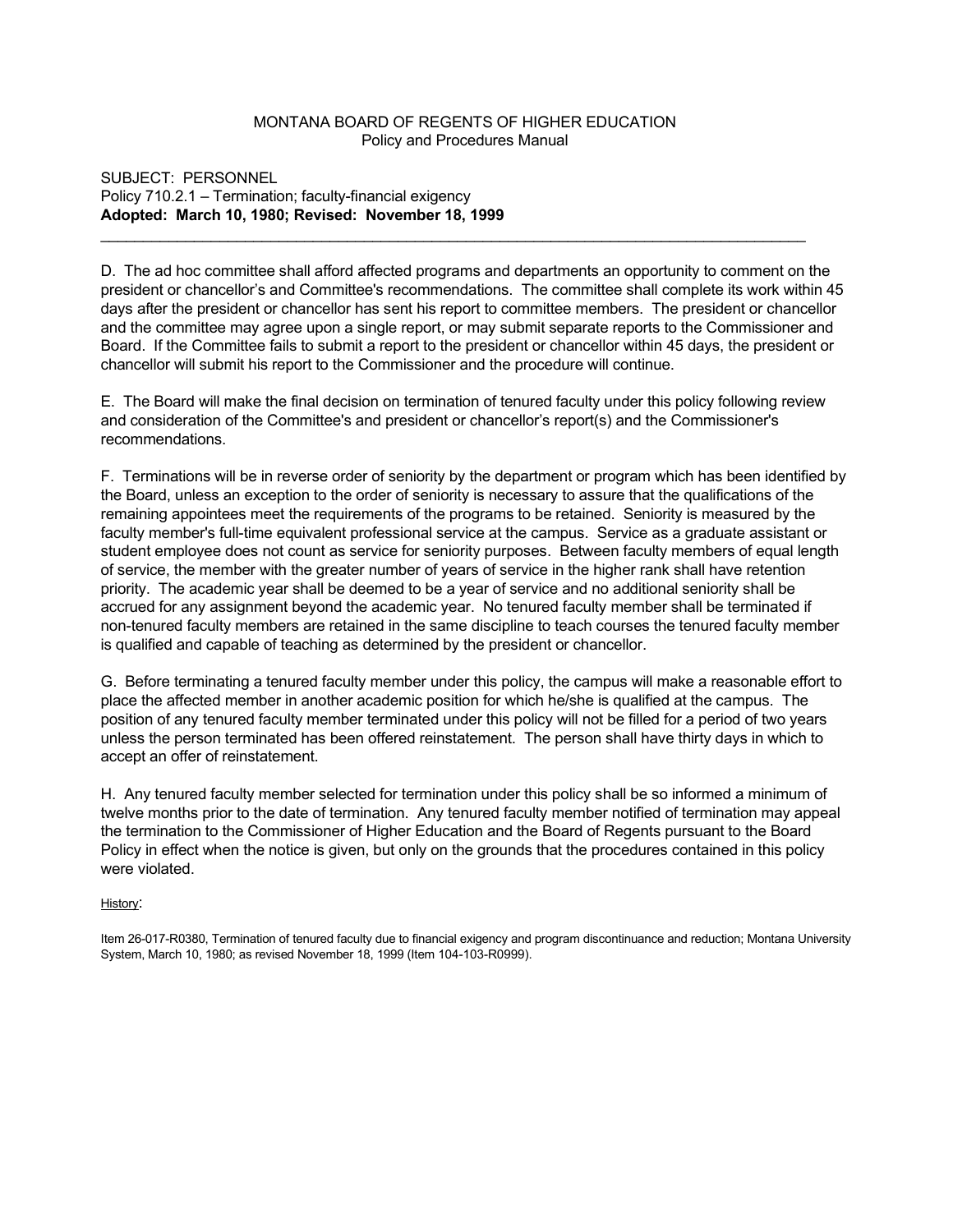MONTANA BOARD OF REGENTS OF HIGHER EDUCATION
Policy and Procedures Manual

SUBJECT: PERSONNEL
Policy 710.2.1 – Termination; faculty-financial exigency
**Adopted: March 10, 1980; Revised: November 18, 1999**

---

D. The ad hoc committee shall afford affected programs and departments an opportunity to comment on the president or chancellor's and Committee's recommendations. The committee shall complete its work within 45 days after the president or chancellor has sent his report to committee members. The president or chancellor and the committee may agree upon a single report, or may submit separate reports to the Commissioner and Board. If the Committee fails to submit a report to the president or chancellor within 45 days, the president or chancellor will submit his report to the Commissioner and the procedure will continue.

E. The Board will make the final decision on termination of tenured faculty under this policy following review and consideration of the Committee's and president or chancellor's report(s) and the Commissioner's recommendations.

F. Terminations will be in reverse order of seniority by the department or program which has been identified by the Board, unless an exception to the order of seniority is necessary to assure that the qualifications of the remaining appointees meet the requirements of the programs to be retained. Seniority is measured by the faculty member's full-time equivalent professional service at the campus. Service as a graduate assistant or student employee does not count as service for seniority purposes. Between faculty members of equal length of service, the member with the greater number of years of service in the higher rank shall have retention priority. The academic year shall be deemed to be a year of service and no additional seniority shall be accrued for any assignment beyond the academic year. No tenured faculty member shall be terminated if non-tenured faculty members are retained in the same discipline to teach courses the tenured faculty member is qualified and capable of teaching as determined by the president or chancellor.

G. Before terminating a tenured faculty member under this policy, the campus will make a reasonable effort to place the affected member in another academic position for which he/she is qualified at the campus. The position of any tenured faculty member terminated under this policy will not be filled for a period of two years unless the person terminated has been offered reinstatement. The person shall have thirty days in which to accept an offer of reinstatement.

H. Any tenured faculty member selected for termination under this policy shall be so informed a minimum of twelve months prior to the date of termination. Any tenured faculty member notified of termination may appeal the termination to the Commissioner of Higher Education and the Board of Regents pursuant to the Board Policy in effect when the notice is given, but only on the grounds that the procedures contained in this policy were violated.

History:

Item 26-017-R0380, Termination of tenured faculty due to financial exigency and program discontinuance and reduction; Montana University System, March 10, 1980; as revised November 18, 1999 (Item 104-103-R0999).